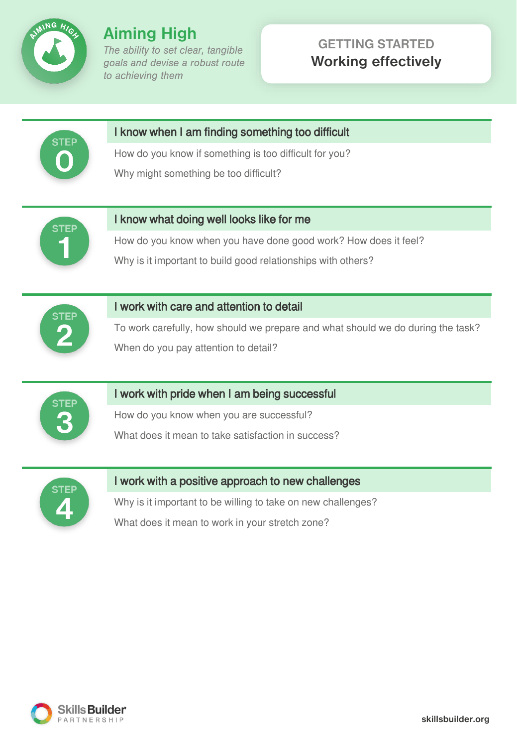# Aiming High

*The ability to set clear, tangible goals and devise a robust route to achieving them*

**GETTING STARTED**

## Working effectively

### STEP 0 — I know when I am finding something too difficult

How do you know if something is too difficult for you?

Why might something be too difficult?

### STEP 1 — I know what doing well looks like for me

How do you know when you have done good work? How does it feel?

Why is it important to build good relationships with others?

### STEP 2 — I work with care and attention to detail

To work carefully, how should we prepare and what should we do during the task?

When do you pay attention to detail?

### STEP 3 — I work with pride when I am being successful

How do you know when you are successful?

What does it mean to take satisfaction in success?

### STEP 4 — I work with a positive approach to new challenges

Why is it important to be willing to take on new challenges?

What does it mean to work in your stretch zone?

Skills Builder PARTNERSHIP

skillsbuilder.org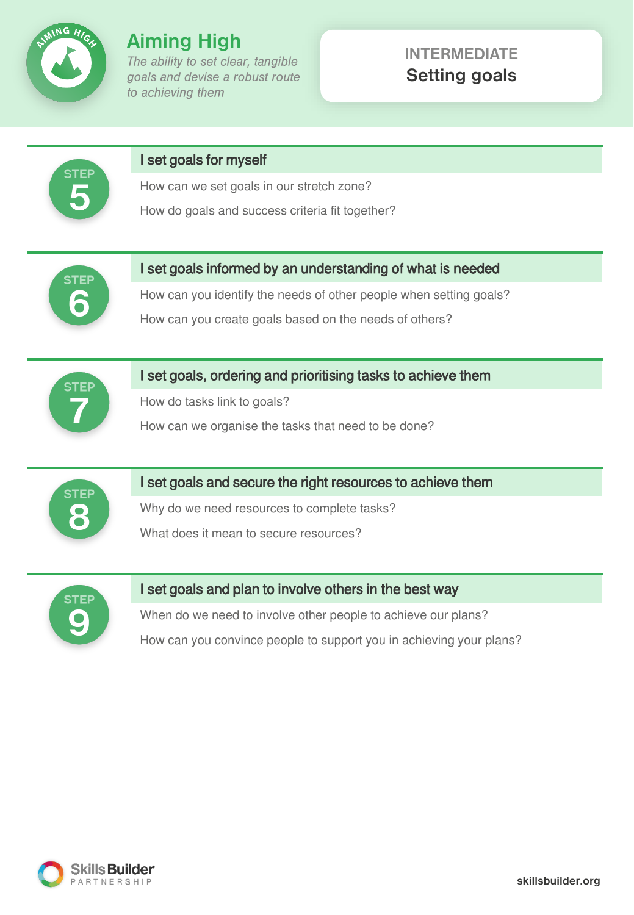# Aiming High

*The ability to set clear, tangible goals and devise a robust route to achieving them*

**INTERMEDIATE**
**Setting goals**

## STEP 5

### I set goals for myself

How can we set goals in our stretch zone?

How do goals and success criteria fit together?

## STEP 6

### I set goals informed by an understanding of what is needed

How can you identify the needs of other people when setting goals?

How can you create goals based on the needs of others?

## STEP 7

### I set goals, ordering and prioritising tasks to achieve them

How do tasks link to goals?

How can we organise the tasks that need to be done?

## STEP 8

### I set goals and secure the right resources to achieve them

Why do we need resources to complete tasks?

What does it mean to secure resources?

## STEP 9

### I set goals and plan to involve others in the best way

When do we need to involve other people to achieve our plans?

How can you convince people to support you in achieving your plans?

Skills Builder PARTNERSHIP

skillsbuilder.org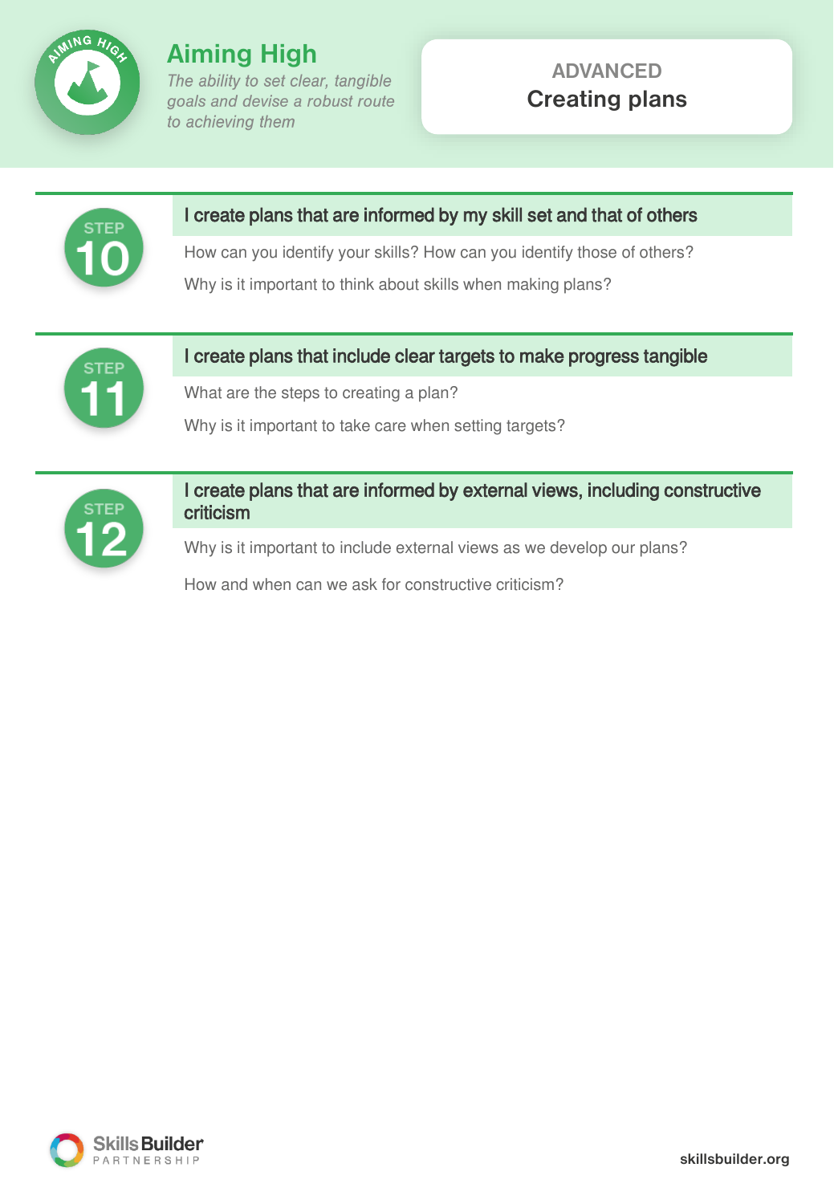# Aiming High

*The ability to set clear, tangible goals and devise a robust route to achieving them*

**ADVANCED**

**Creating plans**

## STEP 10

### I create plans that are informed by my skill set and that of others

How can you identify your skills? How can you identify those of others?

Why is it important to think about skills when making plans?

## STEP 11

### I create plans that include clear targets to make progress tangible

What are the steps to creating a plan?

Why is it important to take care when setting targets?

## STEP 12

### I create plans that are informed by external views, including constructive criticism

Why is it important to include external views as we develop our plans?

How and when can we ask for constructive criticism?

Skills Builder PARTNERSHIP

skillsbuilder.org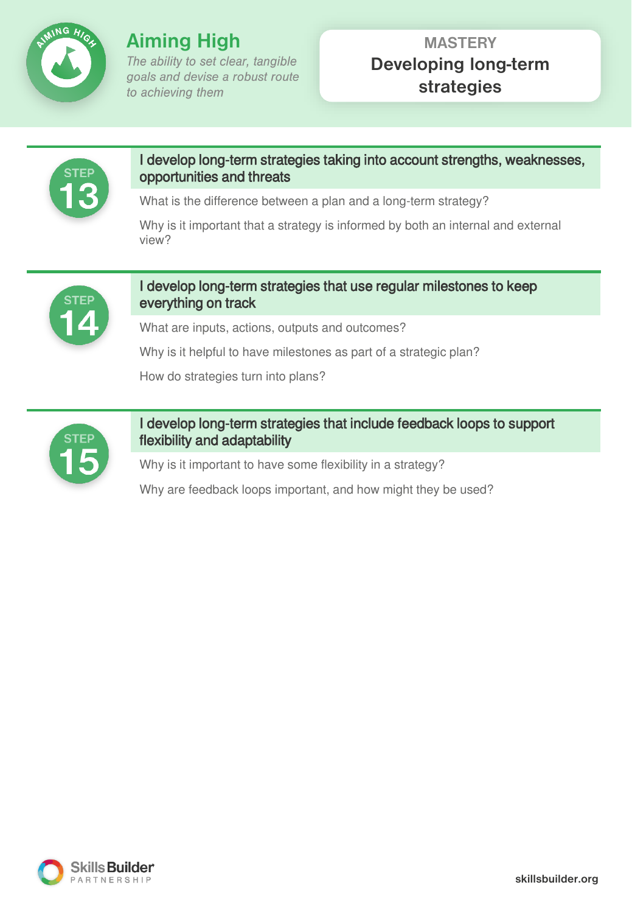# Aiming High

*The ability to set clear, tangible goals and devise a robust route to achieving them*

## MASTERY
## Developing long-term strategies

### STEP 13

**I develop long-term strategies taking into account strengths, weaknesses, opportunities and threats**

What is the difference between a plan and a long-term strategy?

Why is it important that a strategy is informed by both an internal and external view?

### STEP 14

**I develop long-term strategies that use regular milestones to keep everything on track**

What are inputs, actions, outputs and outcomes?

Why is it helpful to have milestones as part of a strategic plan?

How do strategies turn into plans?

### STEP 15

**I develop long-term strategies that include feedback loops to support flexibility and adaptability**

Why is it important to have some flexibility in a strategy?

Why are feedback loops important, and how might they be used?

Skills Builder PARTNERSHIP

skillsbuilder.org